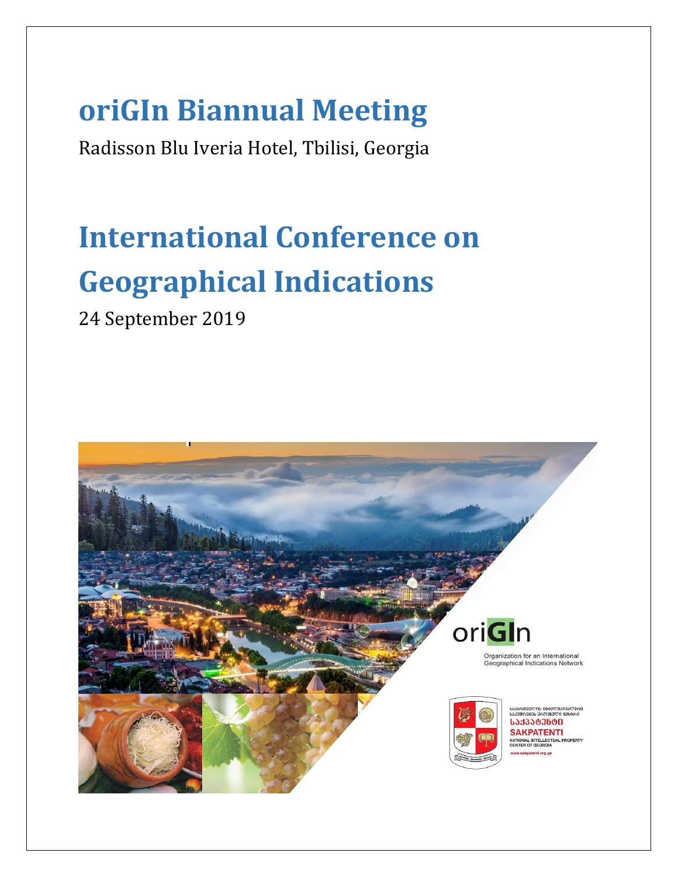# oriGIn Biannual Meeting

Radisson Blu Iveria Hotel, Tbilisi, Georgia

# International Conference on Geographical Indications

24 September 2019

oriGIn

Organization for an International Geographical Indications Network

SAKPATENTI

NATIONAL INTELLECTUAL PROPERTY CENTER OF GEORGIA

www.sakpatenti.org.ge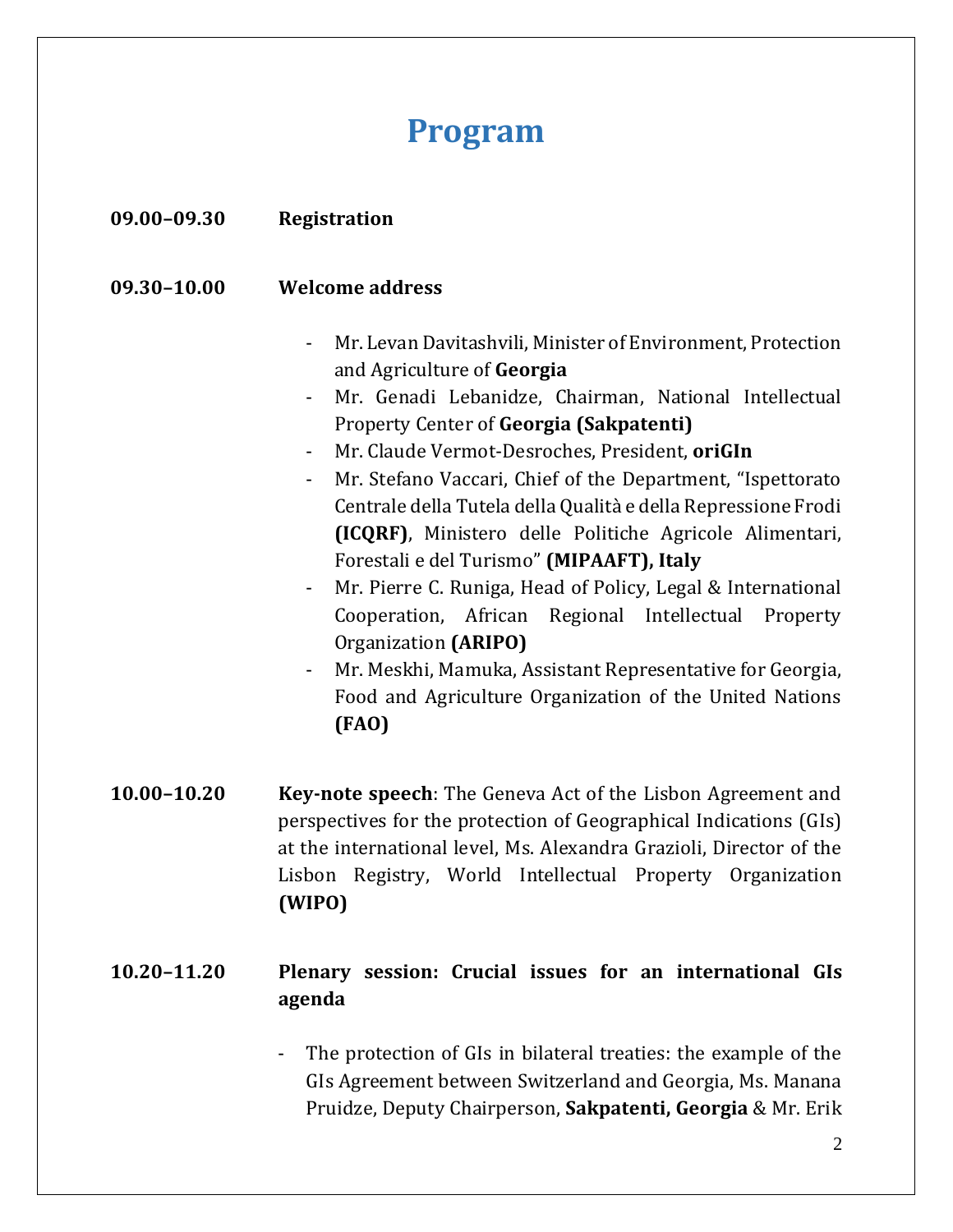# Program

**09.00–09.30** **Registration**

**09.30–10.00** **Welcome address**

- Mr. Levan Davitashvili, Minister of Environment, Protection and Agriculture of **Georgia**
- Mr. Genadi Lebanidze, Chairman, National Intellectual Property Center of **Georgia (Sakpatenti)**
- Mr. Claude Vermot-Desroches, President, **oriGIn**
- Mr. Stefano Vaccari, Chief of the Department, “Ispettorato Centrale della Tutela della Qualità e della Repressione Frodi **(ICQRF)**, Ministero delle Politiche Agricole Alimentari, Forestali e del Turismo” **(MIPAAFT), Italy**
- Mr. Pierre C. Runiga, Head of Policy, Legal & International Cooperation, African Regional Intellectual Property Organization **(ARIPO)**
- Mr. Meskhi, Mamuka, Assistant Representative for Georgia, Food and Agriculture Organization of the United Nations **(FAO)**

**10.00–10.20** **Key-note speech**: The Geneva Act of the Lisbon Agreement and perspectives for the protection of Geographical Indications (GIs) at the international level, Ms. Alexandra Grazioli, Director of the Lisbon Registry, World Intellectual Property Organization **(WIPO)**

**10.20–11.20** **Plenary session: Crucial issues for an international GIs agenda**

- The protection of GIs in bilateral treaties: the example of the GIs Agreement between Switzerland and Georgia, Ms. Manana Pruidze, Deputy Chairperson, **Sakpatenti, Georgia** & Mr. Erik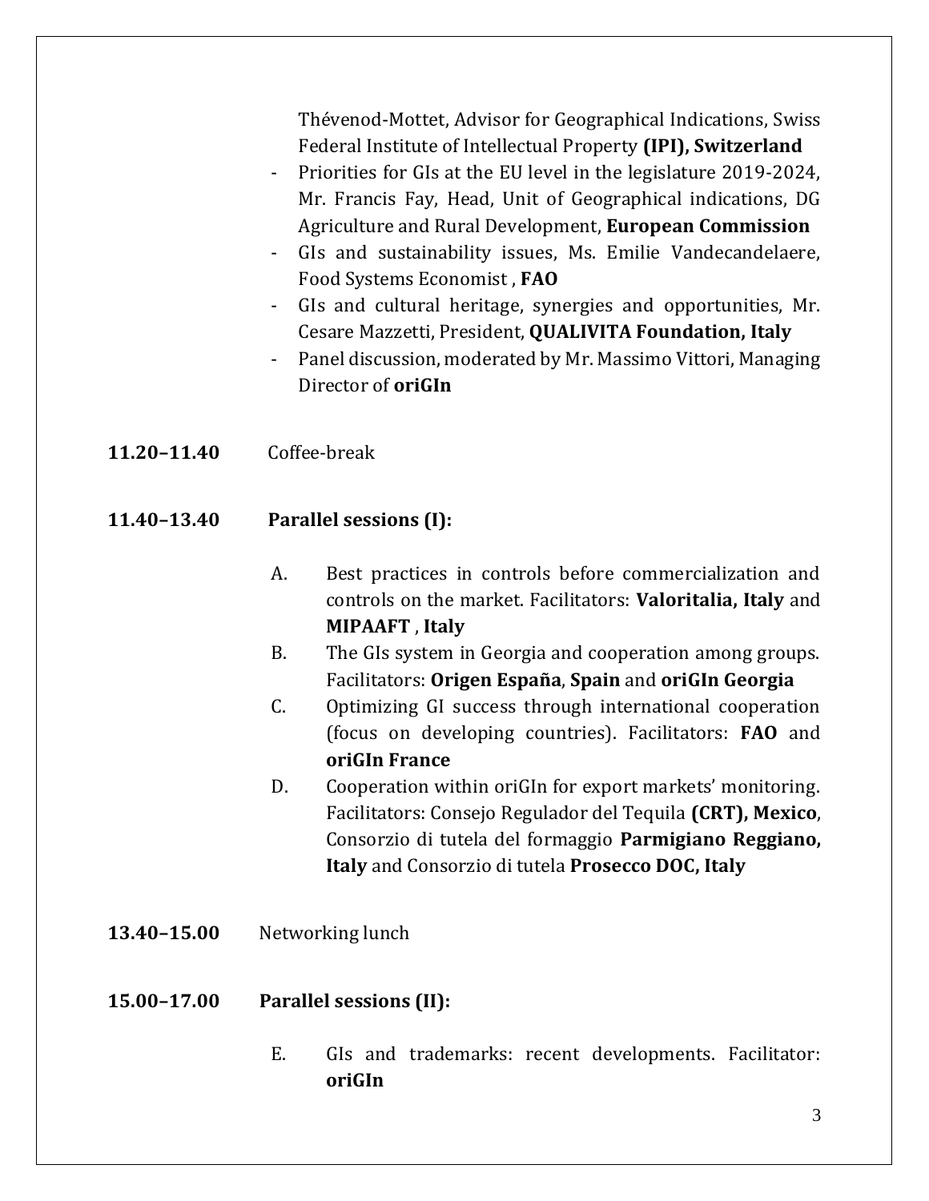Thévenod-Mottet, Advisor for Geographical Indications, Swiss Federal Institute of Intellectual Property **(IPI), Switzerland**
- Priorities for GIs at the EU level in the legislature 2019-2024, Mr. Francis Fay, Head, Unit of Geographical indications, DG Agriculture and Rural Development, **European Commission**
- GIs and sustainability issues, Ms. Emilie Vandecandelaere, Food Systems Economist , **FAO**
- GIs and cultural heritage, synergies and opportunities, Mr. Cesare Mazzetti, President, **QUALIVITA Foundation, Italy**
- Panel discussion, moderated by Mr. Massimo Vittori, Managing Director of **oriGIn**

**11.20–11.40** Coffee-break

**11.40–13.40** **Parallel sessions (I):**

A. Best practices in controls before commercialization and controls on the market. Facilitators: **Valoritalia, Italy** and **MIPAAFT** , **Italy**

B. The GIs system in Georgia and cooperation among groups. Facilitators: **Origen España**, **Spain** and **oriGIn Georgia**

C. Optimizing GI success through international cooperation (focus on developing countries). Facilitators: **FAO** and **oriGIn France**

D. Cooperation within oriGIn for export markets' monitoring. Facilitators: Consejo Regulador del Tequila **(CRT), Mexico**, Consorzio di tutela del formaggio **Parmigiano Reggiano, Italy** and Consorzio di tutela **Prosecco DOC, Italy**

**13.40–15.00** Networking lunch

**15.00–17.00** **Parallel sessions (II):**

E. GIs and trademarks: recent developments. Facilitator: **oriGIn**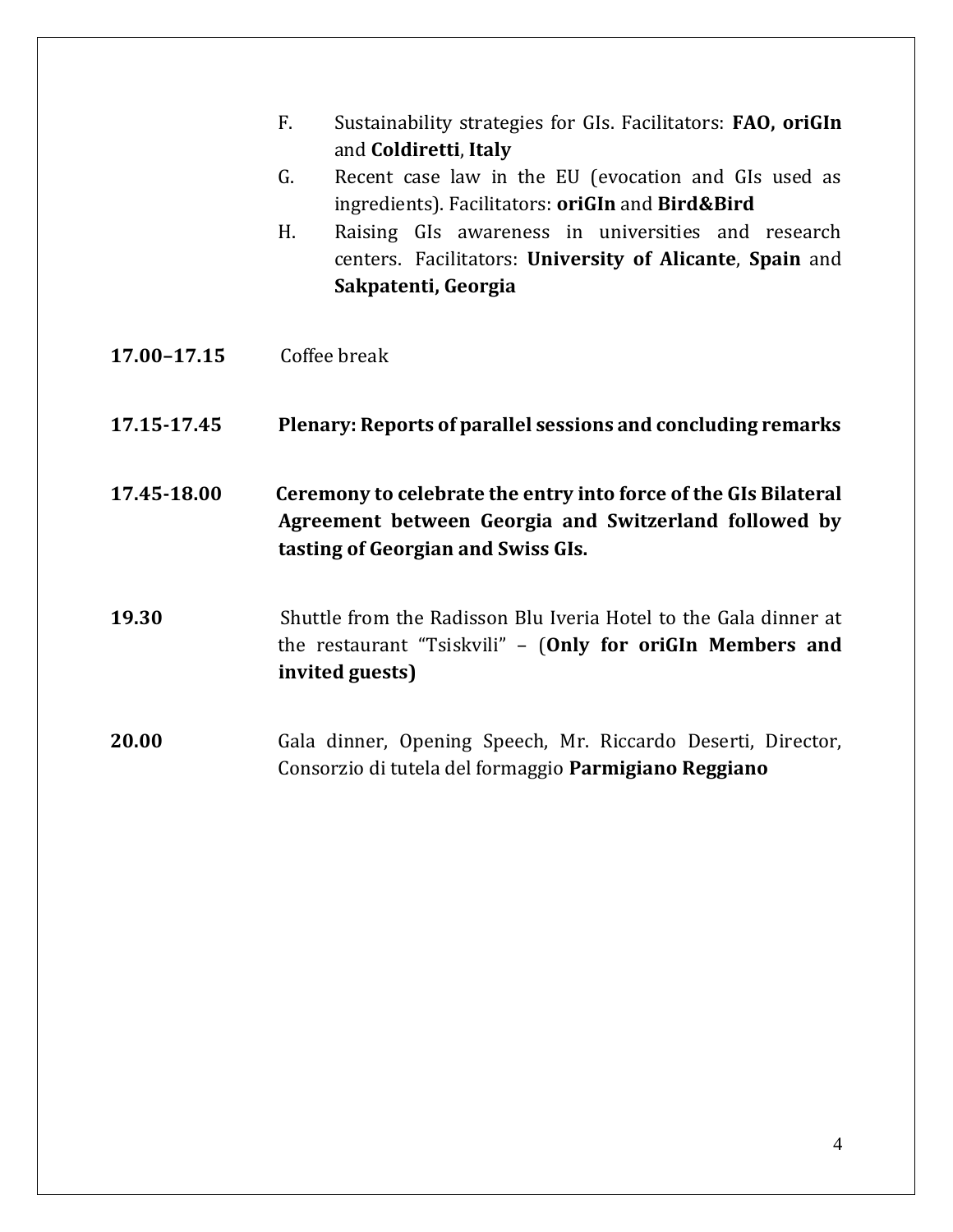F. Sustainability strategies for GIs. Facilitators: **FAO, oriGIn** and **Coldiretti**, **Italy**

G. Recent case law in the EU (evocation and GIs used as ingredients). Facilitators: **oriGIn** and **Bird&Bird**

H. Raising GIs awareness in universities and research centers. Facilitators: **University of Alicante**, **Spain** and **Sakpatenti, Georgia**

**17.00–17.15** Coffee break

**17.15-17.45** **Plenary: Reports of parallel sessions and concluding remarks**

**17.45-18.00** **Ceremony to celebrate the entry into force of the GIs Bilateral Agreement between Georgia and Switzerland followed by tasting of Georgian and Swiss GIs.**

**19.30** Shuttle from the Radisson Blu Iveria Hotel to the Gala dinner at the restaurant "Tsiskvili" – (**Only for oriGIn Members and invited guests)**

**20.00** Gala dinner, Opening Speech, Mr. Riccardo Deserti, Director, Consorzio di tutela del formaggio **Parmigiano Reggiano**